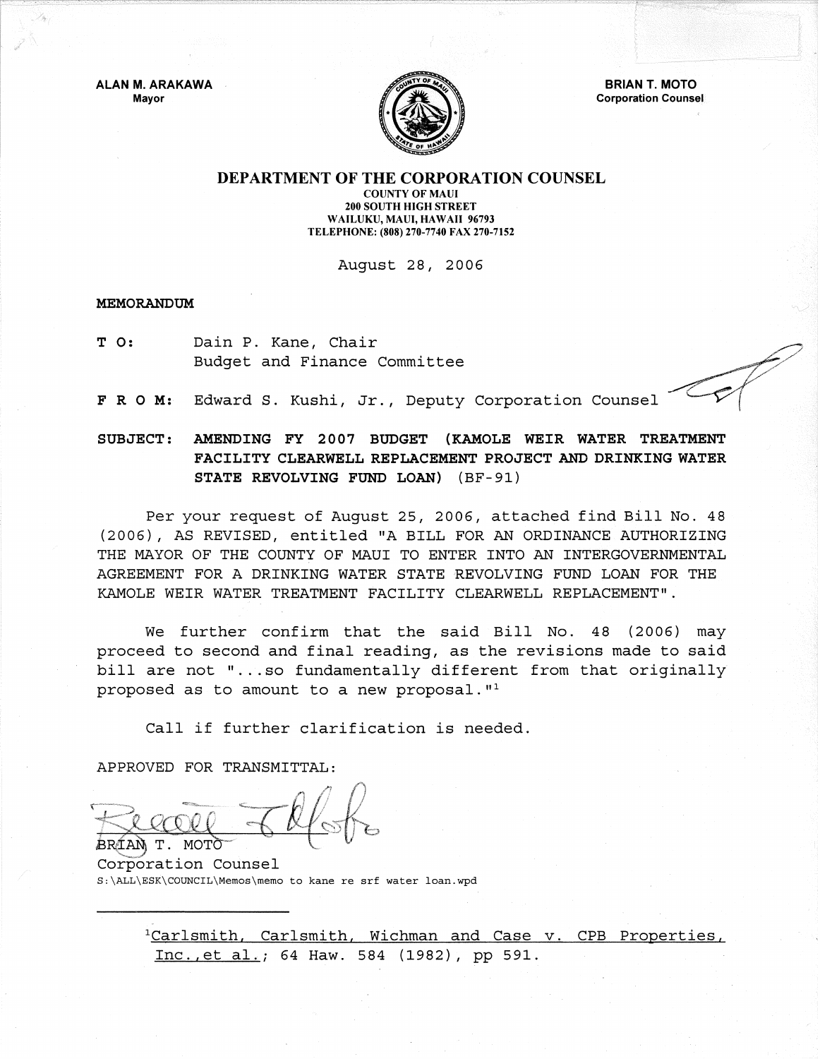ALAN M. ARAKAWA
Mayor

BRIAN T. MOTO
Corporation Counsel

# DEPARTMENT OF THE CORPORATION COUNSEL

COUNTY OF MAUI
200 SOUTH HIGH STREET
WAILUKU, MAUI, HAWAII 96793
TELEPHONE: (808) 270-7740 FAX 270-7152

August 28, 2006

**MEMORANDUM**

**T O:** Dain P. Kane, Chair
Budget and Finance Committee

**F R O M:** Edward S. Kushi, Jr., Deputy Corporation Counsel

**SUBJECT: AMENDING FY 2007 BUDGET (KAMOLE WEIR WATER TREATMENT FACILITY CLEARWELL REPLACEMENT PROJECT AND DRINKING WATER STATE REVOLVING FUND LOAN)** (BF-91)

Per your request of August 25, 2006, attached find Bill No. 48 (2006), AS REVISED, entitled "A BILL FOR AN ORDINANCE AUTHORIZING THE MAYOR OF THE COUNTY OF MAUI TO ENTER INTO AN INTERGOVERNMENTAL AGREEMENT FOR A DRINKING WATER STATE REVOLVING FUND LOAN FOR THE KAMOLE WEIR WATER TREATMENT FACILITY CLEARWELL REPLACEMENT".

We further confirm that the said Bill No. 48 (2006) may proceed to second and final reading, as the revisions made to said bill are not "...so fundamentally different from that originally proposed as to amount to a new proposal."[1]

Call if further clarification is needed.

APPROVED FOR TRANSMITTAL:

BRIAN T. MOTO
Corporation Counsel
S:\ALL\ESK\COUNCIL\Memos\memo to kane re srf water loan.wpd

---

[1] Carlsmith, Carlsmith, Wichman and Case v. CPB Properties, Inc.,et al.; 64 Haw. 584 (1982), pp 591.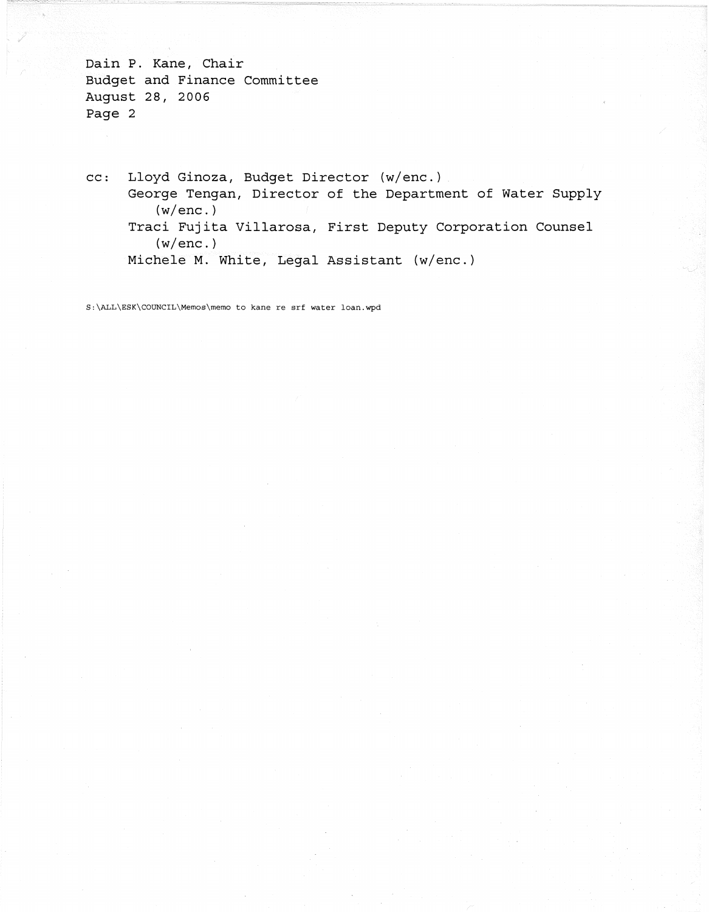Dain P. Kane, Chair
Budget and Finance Committee
August 28, 2006
Page 2

cc: Lloyd Ginoza, Budget Director (w/enc.)
George Tengan, Director of the Department of Water Supply (w/enc.)
Traci Fujita Villarosa, First Deputy Corporation Counsel (w/enc.)
Michele M. White, Legal Assistant (w/enc.)

S:\ALL\ESK\COUNCIL\Memos\memo to kane re srf water loan.wpd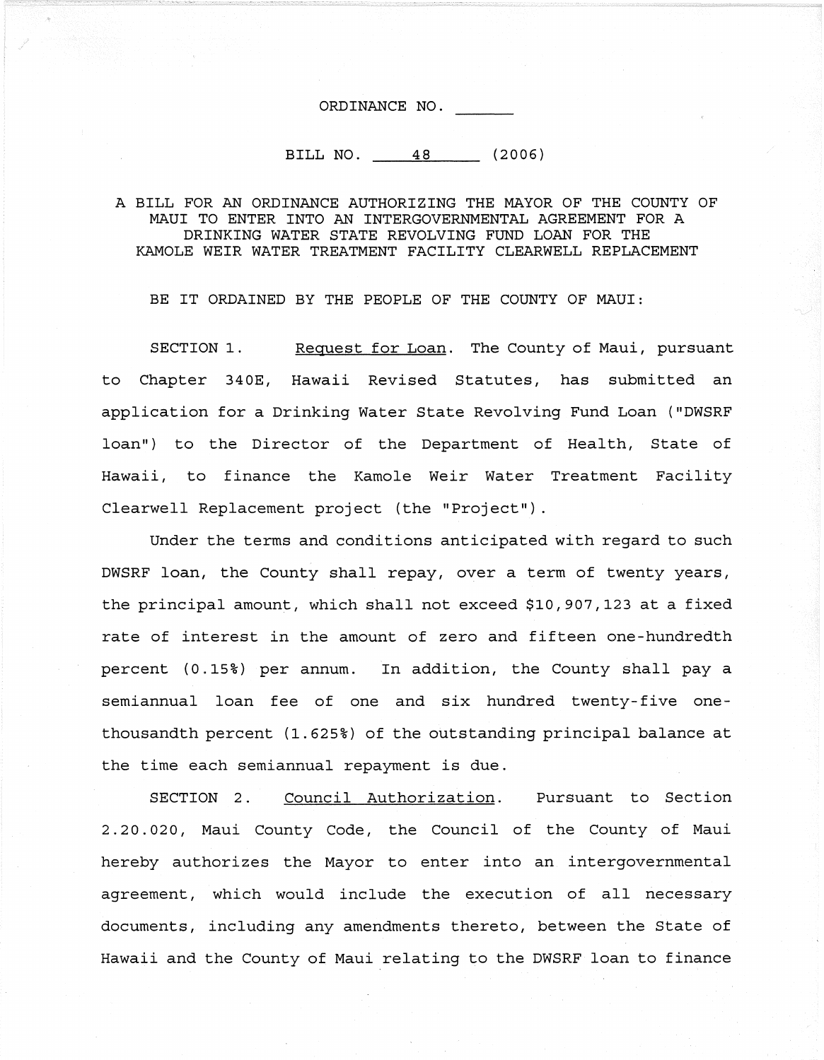ORDINANCE NO. ______

BILL NO. 48 (2006)

A BILL FOR AN ORDINANCE AUTHORIZING THE MAYOR OF THE COUNTY OF MAUI TO ENTER INTO AN INTERGOVERNMENTAL AGREEMENT FOR A DRINKING WATER STATE REVOLVING FUND LOAN FOR THE KAMOLE WEIR WATER TREATMENT FACILITY CLEARWELL REPLACEMENT

BE IT ORDAINED BY THE PEOPLE OF THE COUNTY OF MAUI:

SECTION 1. Request for Loan. The County of Maui, pursuant to Chapter 340E, Hawaii Revised Statutes, has submitted an application for a Drinking Water State Revolving Fund Loan ("DWSRF loan") to the Director of the Department of Health, State of Hawaii, to finance the Kamole Weir Water Treatment Facility Clearwell Replacement project (the "Project").

Under the terms and conditions anticipated with regard to such DWSRF loan, the County shall repay, over a term of twenty years, the principal amount, which shall not exceed $10,907,123 at a fixed rate of interest in the amount of zero and fifteen one-hundredth percent (0.15%) per annum. In addition, the County shall pay a semiannual loan fee of one and six hundred twenty-five one-thousandth percent (1.625%) of the outstanding principal balance at the time each semiannual repayment is due.

SECTION 2. Council Authorization. Pursuant to Section 2.20.020, Maui County Code, the Council of the County of Maui hereby authorizes the Mayor to enter into an intergovernmental agreement, which would include the execution of all necessary documents, including any amendments thereto, between the State of Hawaii and the County of Maui relating to the DWSRF loan to finance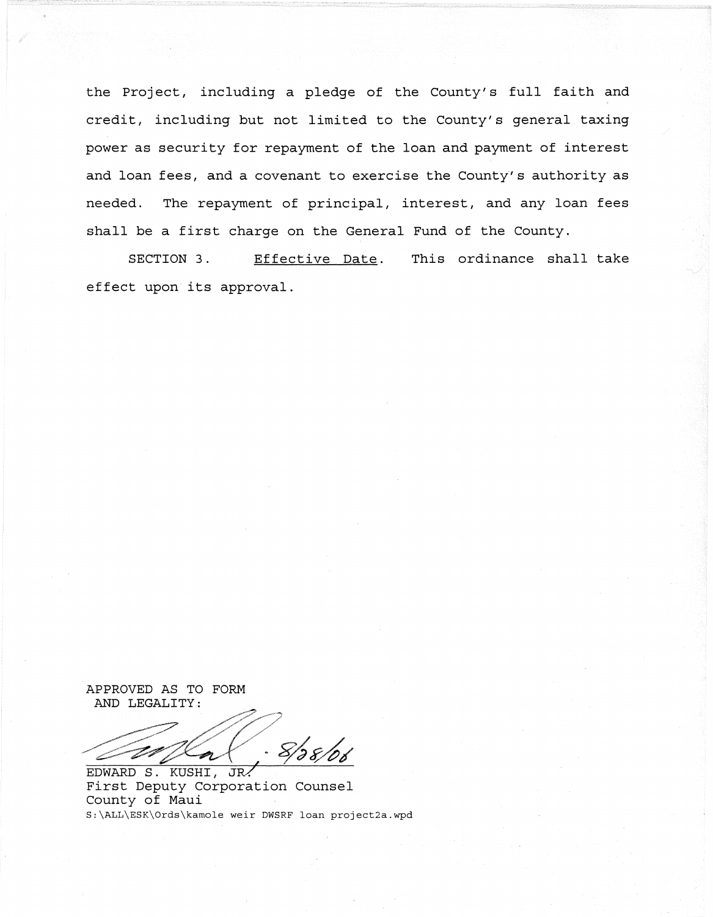the Project, including a pledge of the County's full faith and credit, including but not limited to the County's general taxing power as security for repayment of the loan and payment of interest and loan fees, and a covenant to exercise the County's authority as needed. The repayment of principal, interest, and any loan fees shall be a first charge on the General Fund of the County.

SECTION 3. Effective Date. This ordinance shall take effect upon its approval.

APPROVED AS TO FORM
AND LEGALITY:

8/28/06

EDWARD S. KUSHI, JR.
First Deputy Corporation Counsel
County of Maui
S:\ALL\ESK\Ords\kamole weir DWSRF loan project2a.wpd